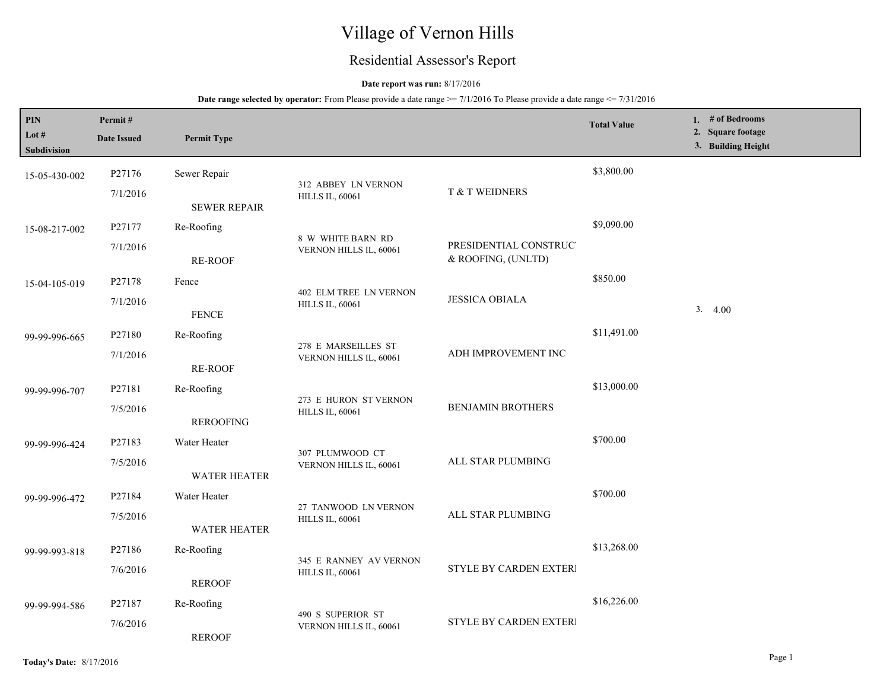# Village of Vernon Hills

## Residential Assessor's Report

**Date report was run:** 8/17/2016

**Date range selected by operator:** From Please provide a date range >= 7/1/2016 To Please provide a date range <= 7/31/2016

| PIN / Lot # / Subdivision | Permit # / Date Issued | Permit Type | | | Total Value | 1. # of Bedrooms 2. Square footage 3. Building Height |
|---|---|---|---|---|---|---|
| 15-05-430-002 | P27176 7/1/2016 | Sewer Repair SEWER REPAIR | 312 ABBEY LN VERNON HILLS IL, 60061 | T & T WEIDNERS | $3,800.00 | |
| 15-08-217-002 | P27177 7/1/2016 | Re-Roofing RE-ROOF | 8 W WHITE BARN RD VERNON HILLS IL, 60061 | PRESIDENTIAL CONSTRUC & ROOFING, (UNLTD) | $9,090.00 | |
| 15-04-105-019 | P27178 7/1/2016 | Fence FENCE | 402 ELM TREE LN VERNON HILLS IL, 60061 | JESSICA OBIALA | $850.00 | 3. 4.00 |
| 99-99-996-665 | P27180 7/1/2016 | Re-Roofing RE-ROOF | 278 E MARSEILLES ST VERNON HILLS IL, 60061 | ADH IMPROVEMENT INC | $11,491.00 | |
| 99-99-996-707 | P27181 7/5/2016 | Re-Roofing REROOFING | 273 E HURON ST VERNON HILLS IL, 60061 | BENJAMIN BROTHERS | $13,000.00 | |
| 99-99-996-424 | P27183 7/5/2016 | Water Heater WATER HEATER | 307 PLUMWOOD CT VERNON HILLS IL, 60061 | ALL STAR PLUMBING | $700.00 | |
| 99-99-996-472 | P27184 7/5/2016 | Water Heater WATER HEATER | 27 TANWOOD LN VERNON HILLS IL, 60061 | ALL STAR PLUMBING | $700.00 | |
| 99-99-993-818 | P27186 7/6/2016 | Re-Roofing REROOF | 345 E RANNEY AV VERNON HILLS IL, 60061 | STYLE BY CARDEN EXTERI | $13,268.00 | |
| 99-99-994-586 | P27187 7/6/2016 | Re-Roofing REROOF | 490 S SUPERIOR ST VERNON HILLS IL, 60061 | STYLE BY CARDEN EXTERI | $16,226.00 | |

**Today's Date:** 8/17/2016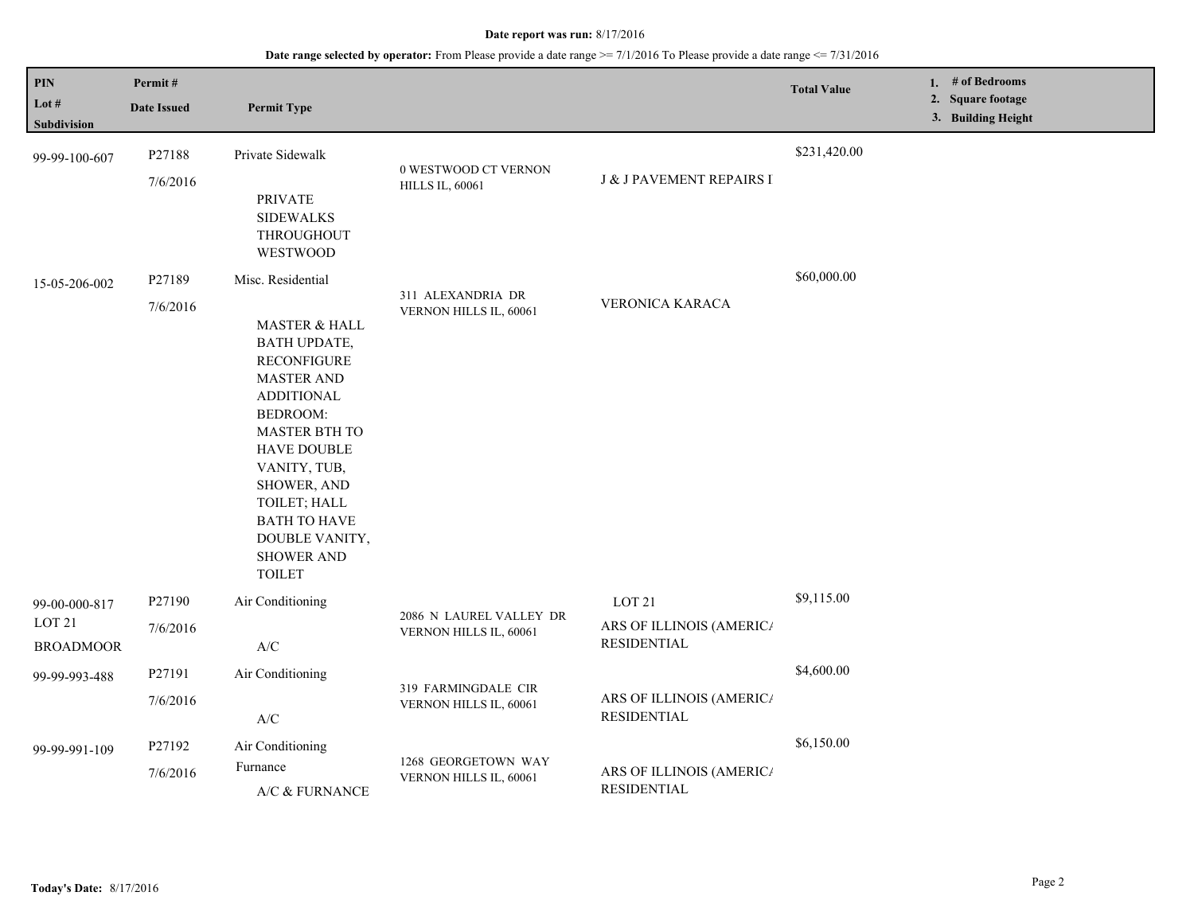**Date report was run:** 8/17/2016

**Date range selected by operator:** From Please provide a date range >= 7/1/2016 To Please provide a date range <= 7/31/2016

| PIN<br>Lot #<br>Subdivision | Permit #<br>Date Issued | Permit Type | | | Total Value | 1. # of Bedrooms<br>2. Square footage<br>3. Building Height |
|---|---|---|---|---|---|---|
| 99-99-100-607 | P27188<br>7/6/2016 | Private Sidewalk<br>PRIVATE SIDEWALKS THROUGHOUT WESTWOOD | 0 WESTWOOD CT VERNON HILLS IL, 60061 | J & J PAVEMENT REPAIRS I | $231,420.00 | |
| 15-05-206-002 | P27189<br>7/6/2016 | Misc. Residential<br>MASTER & HALL BATH UPDATE, RECONFIGURE MASTER AND ADDITIONAL BEDROOM: MASTER BTH TO HAVE DOUBLE VANITY, TUB, SHOWER, AND TOILET; HALL BATH TO HAVE DOUBLE VANITY, SHOWER AND TOILET | 311 ALEXANDRIA DR VERNON HILLS IL, 60061 | VERONICA KARACA | $60,000.00 | |
| 99-00-000-817<br>LOT 21<br>BROADMOOR | P27190<br>7/6/2016 | Air Conditioning<br>A/C | 2086 N LAUREL VALLEY DR VERNON HILLS IL, 60061 | LOT 21<br>ARS OF ILLINOIS (AMERIC/ RESIDENTIAL | $9,115.00 | |
| 99-99-993-488 | P27191<br>7/6/2016 | Air Conditioning<br>A/C | 319 FARMINGDALE CIR VERNON HILLS IL, 60061 | ARS OF ILLINOIS (AMERIC/ RESIDENTIAL | $4,600.00 | |
| 99-99-991-109 | P27192<br>7/6/2016 | Air Conditioning<br>Furnance<br>A/C & FURNANCE | 1268 GEORGETOWN WAY VERNON HILLS IL, 60061 | ARS OF ILLINOIS (AMERIC/ RESIDENTIAL | $6,150.00 | |

**Today's Date:** 8/17/2016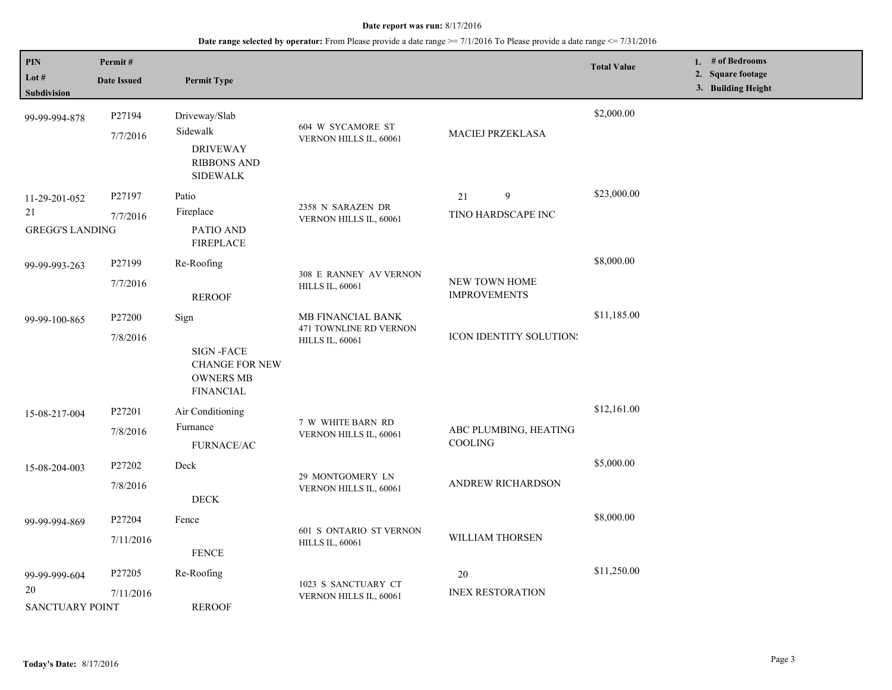**Date report was run:** 8/17/2016

**Date range selected by operator:** From Please provide a date range >= 7/1/2016 To Please provide a date range <= 7/31/2016

| PIN / Lot # / Subdivision | Permit # / Date Issued | Permit Type | | | Total Value | 1. # of Bedrooms 2. Square footage 3. Building Height |
|---|---|---|---|---|---|---|
| 99-99-994-878 | P27194 7/7/2016 | Driveway/Slab Sidewalk DRIVEWAY RIBBONS AND SIDEWALK | 604 W SYCAMORE ST VERNON HILLS IL, 60061 | MACIEJ PRZEKLASA | $2,000.00 | |
| 11-29-201-052 21 GREGG'S LANDING | P27197 7/7/2016 | Patio Fireplace PATIO AND FIREPLACE | 2358 N SARAZEN DR VERNON HILLS IL, 60061 | 21 9 TINO HARDSCAPE INC | $23,000.00 | |
| 99-99-993-263 | P27199 7/7/2016 | Re-Roofing REROOF | 308 E RANNEY AV VERNON HILLS IL, 60061 | NEW TOWN HOME IMPROVEMENTS | $8,000.00 | |
| 99-99-100-865 | P27200 7/8/2016 | Sign SIGN -FACE CHANGE FOR NEW OWNERS MB FINANCIAL | MB FINANCIAL BANK 471 TOWNLINE RD VERNON HILLS IL, 60061 | ICON IDENTITY SOLUTION! | $11,185.00 | |
| 15-08-217-004 | P27201 7/8/2016 | Air Conditioning Furnance FURNACE/AC | 7 W WHITE BARN RD VERNON HILLS IL, 60061 | ABC PLUMBING, HEATING COOLING | $12,161.00 | |
| 15-08-204-003 | P27202 7/8/2016 | Deck DECK | 29 MONTGOMERY LN VERNON HILLS IL, 60061 | ANDREW RICHARDSON | $5,000.00 | |
| 99-99-994-869 | P27204 7/11/2016 | Fence FENCE | 601 S ONTARIO ST VERNON HILLS IL, 60061 | WILLIAM THORSEN | $8,000.00 | |
| 99-99-999-604 20 SANCTUARY POINT | P27205 7/11/2016 | Re-Roofing REROOF | 1023 S SANCTUARY CT VERNON HILLS IL, 60061 | 20 INEX RESTORATION | $11,250.00 | |

**Today's Date:** 8/17/2016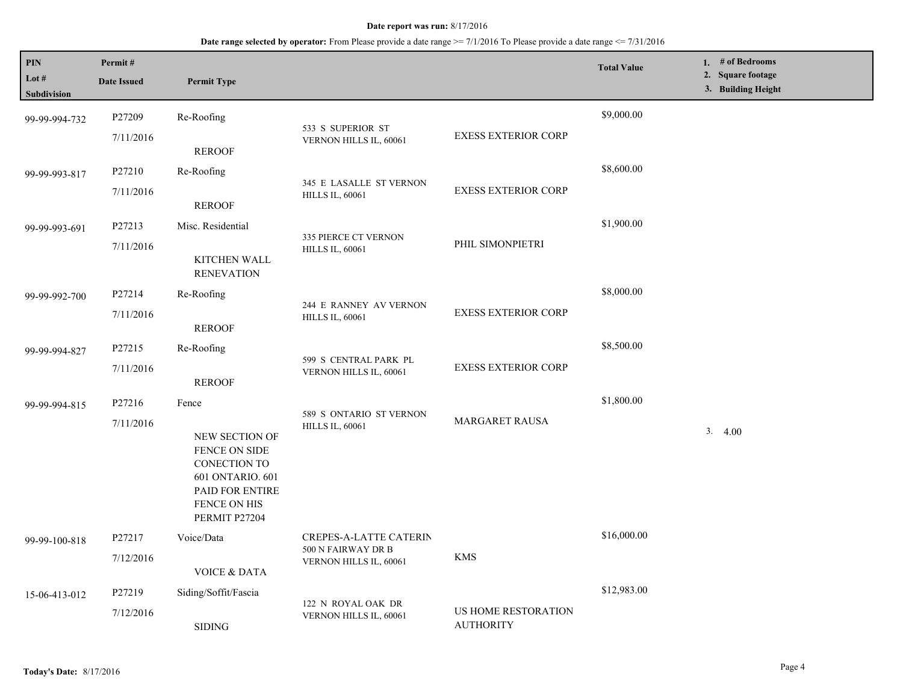**Date report was run:** 8/17/2016

**Date range selected by operator:** From Please provide a date range >= 7/1/2016 To Please provide a date range <= 7/31/2016

| PIN<br>Lot #<br>Subdivision | Permit #<br>Date Issued | Permit Type | | | Total Value | 1. # of Bedrooms<br>2. Square footage<br>3. Building Height |
|---|---|---|---|---|---|---|
| 99-99-994-732 | P27209<br>7/11/2016 | Re-Roofing<br>REROOF | 533 S SUPERIOR ST VERNON HILLS IL, 60061 | EXESS EXTERIOR CORP | $9,000.00 | |
| 99-99-993-817 | P27210<br>7/11/2016 | Re-Roofing<br>REROOF | 345 E LASALLE ST VERNON HILLS IL, 60061 | EXESS EXTERIOR CORP | $8,600.00 | |
| 99-99-993-691 | P27213<br>7/11/2016 | Misc. Residential<br>KITCHEN WALL RENEVATION | 335 PIERCE CT VERNON HILLS IL, 60061 | PHIL SIMONPIETRI | $1,900.00 | |
| 99-99-992-700 | P27214<br>7/11/2016 | Re-Roofing<br>REROOF | 244 E RANNEY AV VERNON HILLS IL, 60061 | EXESS EXTERIOR CORP | $8,000.00 | |
| 99-99-994-827 | P27215<br>7/11/2016 | Re-Roofing<br>REROOF | 599 S CENTRAL PARK PL VERNON HILLS IL, 60061 | EXESS EXTERIOR CORP | $8,500.00 | |
| 99-99-994-815 | P27216<br>7/11/2016 | Fence<br>NEW SECTION OF FENCE ON SIDE CONECTION TO 601 ONTARIO. 601 PAID FOR ENTIRE FENCE ON HIS PERMIT P27204 | 589 S ONTARIO ST VERNON HILLS IL, 60061 | MARGARET RAUSA | $1,800.00 | 3. 4.00 |
| 99-99-100-818 | P27217<br>7/12/2016 | Voice/Data<br>VOICE & DATA | CREPES-A-LATTE CATERIN 500 N FAIRWAY DR B VERNON HILLS IL, 60061 | KMS | $16,000.00 | |
| 15-06-413-012 | P27219<br>7/12/2016 | Siding/Soffit/Fascia<br>SIDING | 122 N ROYAL OAK DR VERNON HILLS IL, 60061 | US HOME RESTORATION AUTHORITY | $12,983.00 | |

**Today's Date:** 8/17/2016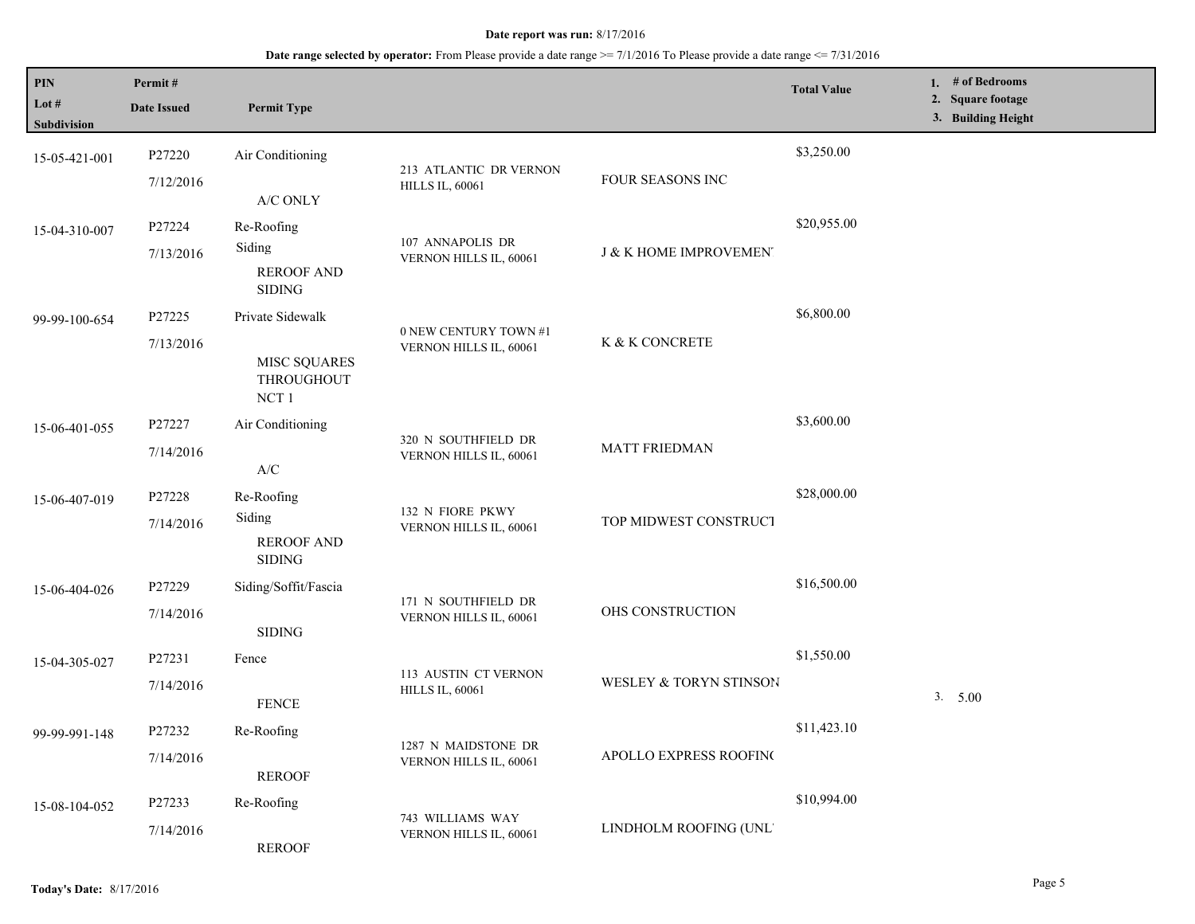**Date report was run:** 8/17/2016

**Date range selected by operator:** From Please provide a date range >= 7/1/2016 To Please provide a date range <= 7/31/2016

| PIN<br>Lot #<br>Subdivision | Permit #<br>Date Issued | Permit Type | | | Total Value | 1. # of Bedrooms<br>2. Square footage<br>3. Building Height |
|---|---|---|---|---|---|---|
| 15-05-421-001 | P27220<br>7/12/2016 | Air Conditioning<br>A/C ONLY | 213 ATLANTIC DR VERNON HILLS IL, 60061 | FOUR SEASONS INC | $3,250.00 | |
| 15-04-310-007 | P27224<br>7/13/2016 | Re-Roofing<br>Siding<br>REROOF AND SIDING | 107 ANNAPOLIS DR VERNON HILLS IL, 60061 | J & K HOME IMPROVEMENT | $20,955.00 | |
| 99-99-100-654 | P27225<br>7/13/2016 | Private Sidewalk<br>MISC SQUARES THROUGHOUT NCT 1 | 0 NEW CENTURY TOWN #1 VERNON HILLS IL, 60061 | K & K CONCRETE | $6,800.00 | |
| 15-06-401-055 | P27227<br>7/14/2016 | Air Conditioning<br>A/C | 320 N SOUTHFIELD DR VERNON HILLS IL, 60061 | MATT FRIEDMAN | $3,600.00 | |
| 15-06-407-019 | P27228<br>7/14/2016 | Re-Roofing<br>Siding<br>REROOF AND SIDING | 132 N FIORE PKWY VERNON HILLS IL, 60061 | TOP MIDWEST CONSTRUCT | $28,000.00 | |
| 15-06-404-026 | P27229<br>7/14/2016 | Siding/Soffit/Fascia<br>SIDING | 171 N SOUTHFIELD DR VERNON HILLS IL, 60061 | OHS CONSTRUCTION | $16,500.00 | |
| 15-04-305-027 | P27231<br>7/14/2016 | Fence<br>FENCE | 113 AUSTIN CT VERNON HILLS IL, 60061 | WESLEY & TORYN STINSON | $1,550.00 | 3. 5.00 |
| 99-99-991-148 | P27232<br>7/14/2016 | Re-Roofing<br>REROOF | 1287 N MAIDSTONE DR VERNON HILLS IL, 60061 | APOLLO EXPRESS ROOFING | $11,423.10 | |
| 15-08-104-052 | P27233<br>7/14/2016 | Re-Roofing<br>REROOF | 743 WILLIAMS WAY VERNON HILLS IL, 60061 | LINDHOLM ROOFING (UNL | $10,994.00 | |

**Today's Date:** 8/17/2016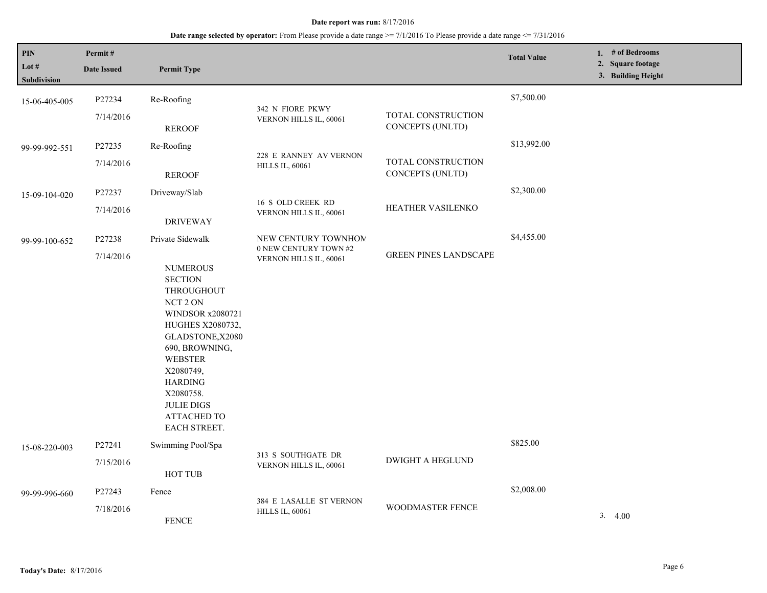**Date report was run:** 8/17/2016

**Date range selected by operator:** From Please provide a date range >= 7/1/2016 To Please provide a date range <= 7/31/2016

| PIN<br>Lot #<br>Subdivision | Permit #<br>Date Issued | Permit Type | | | Total Value | 1. # of Bedrooms<br>2. Square footage<br>3. Building Height |
|---|---|---|---|---|---|---|
| 15-06-405-005 | P27234<br>7/14/2016 | Re-Roofing<br><br>REROOF | 342 N FIORE PKWY VERNON HILLS IL, 60061 | TOTAL CONSTRUCTION CONCEPTS (UNLTD) | $7,500.00 | |
| 99-99-992-551 | P27235<br>7/14/2016 | Re-Roofing<br><br>REROOF | 228 E RANNEY AV VERNON HILLS IL, 60061 | TOTAL CONSTRUCTION CONCEPTS (UNLTD) | $13,992.00 | |
| 15-09-104-020 | P27237<br>7/14/2016 | Driveway/Slab<br><br>DRIVEWAY | 16 S OLD CREEK RD VERNON HILLS IL, 60061 | HEATHER VASILENKO | $2,300.00 | |
| 99-99-100-652 | P27238<br>7/14/2016 | Private Sidewalk<br><br>NUMEROUS SECTION THROUGHOUT NCT 2 ON WINDSOR x2080721 HUGHES X2080732, GLADSTONE,X2080 690, BROWNING, WEBSTER X2080749, HARDING X2080758. JULIE DIGS ATTACHED TO EACH STREET. | NEW CENTURY TOWNHOM 0 NEW CENTURY TOWN #2 VERNON HILLS IL, 60061 | GREEN PINES LANDSCAPE | $4,455.00 | |
| 15-08-220-003 | P27241<br>7/15/2016 | Swimming Pool/Spa<br><br>HOT TUB | 313 S SOUTHGATE DR VERNON HILLS IL, 60061 | DWIGHT A HEGLUND | $825.00 | |
| 99-99-996-660 | P27243<br>7/18/2016 | Fence<br><br>FENCE | 384 E LASALLE ST VERNON HILLS IL, 60061 | WOODMASTER FENCE | $2,008.00 | 3. 4.00 |

**Today's Date:** 8/17/2016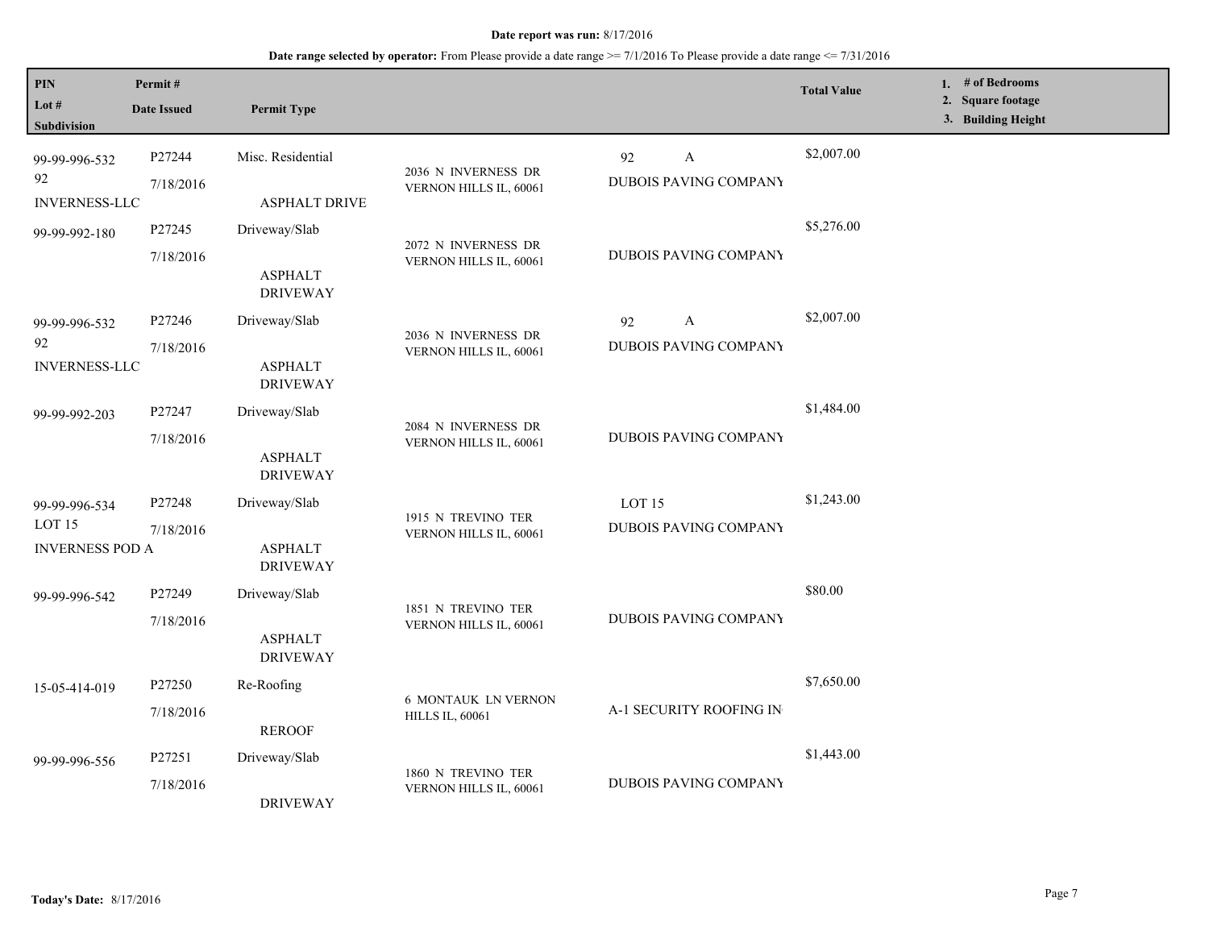**Date report was run:** 8/17/2016

**Date range selected by operator:** From Please provide a date range >= 7/1/2016 To Please provide a date range <= 7/31/2016

| PIN / Lot # / Subdivision | Permit # / Date Issued | Permit Type | | | Total Value | 1. # of Bedrooms 2. Square footage 3. Building Height |
|---|---|---|---|---|---|---|
| 99-99-996-532 / 92 / INVERNESS-LLC | P27244 / 7/18/2016 | Misc. Residential / ASPHALT DRIVE | 2036 N INVERNESS DR VERNON HILLS IL, 60061 | 92 A / DUBOIS PAVING COMPANY | $2,007.00 | |
| 99-99-992-180 | P27245 / 7/18/2016 | Driveway/Slab / ASPHALT DRIVEWAY | 2072 N INVERNESS DR VERNON HILLS IL, 60061 | DUBOIS PAVING COMPANY | $5,276.00 | |
| 99-99-996-532 / 92 / INVERNESS-LLC | P27246 / 7/18/2016 | Driveway/Slab / ASPHALT DRIVEWAY | 2036 N INVERNESS DR VERNON HILLS IL, 60061 | 92 A / DUBOIS PAVING COMPANY | $2,007.00 | |
| 99-99-992-203 | P27247 / 7/18/2016 | Driveway/Slab / ASPHALT DRIVEWAY | 2084 N INVERNESS DR VERNON HILLS IL, 60061 | DUBOIS PAVING COMPANY | $1,484.00 | |
| 99-99-996-534 / LOT 15 / INVERNESS POD A | P27248 / 7/18/2016 | Driveway/Slab / ASPHALT DRIVEWAY | 1915 N TREVINO TER VERNON HILLS IL, 60061 | LOT 15 / DUBOIS PAVING COMPANY | $1,243.00 | |
| 99-99-996-542 | P27249 / 7/18/2016 | Driveway/Slab / ASPHALT DRIVEWAY | 1851 N TREVINO TER VERNON HILLS IL, 60061 | DUBOIS PAVING COMPANY | $80.00 | |
| 15-05-414-019 | P27250 / 7/18/2016 | Re-Roofing / REROOF | 6 MONTAUK LN VERNON HILLS IL, 60061 | A-1 SECURITY ROOFING IN | $7,650.00 | |
| 99-99-996-556 | P27251 / 7/18/2016 | Driveway/Slab / DRIVEWAY | 1860 N TREVINO TER VERNON HILLS IL, 60061 | DUBOIS PAVING COMPANY | $1,443.00 | |

**Today's Date:** 8/17/2016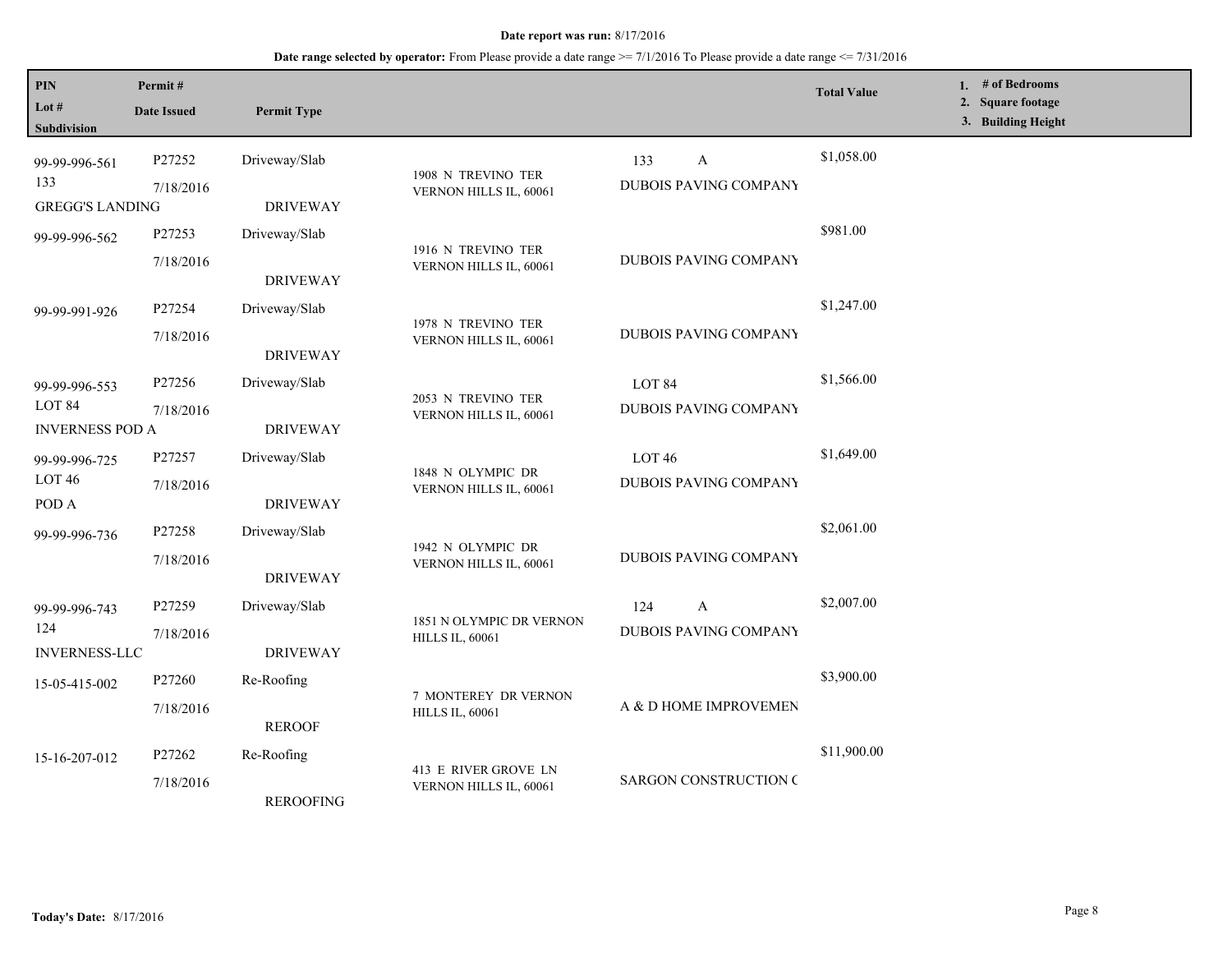**Date report was run:** 8/17/2016

**Date range selected by operator:** From Please provide a date range >= 7/1/2016 To Please provide a date range <= 7/31/2016

| PIN<br>Lot #<br>Subdivision | Permit #<br>Date Issued | Permit Type | | | Total Value | 1. # of Bedrooms<br>2. Square footage<br>3. Building Height |
|---|---|---|---|---|---|---|
| 99-99-996-561<br>133<br>GREGG'S LANDING | P27252<br>7/18/2016 | Driveway/Slab<br>DRIVEWAY | 1908 N TREVINO TER<br>VERNON HILLS IL, 60061 | 133 A<br>DUBOIS PAVING COMPANY | $1,058.00 | |
| 99-99-996-562 | P27253<br>7/18/2016 | Driveway/Slab<br>DRIVEWAY | 1916 N TREVINO TER<br>VERNON HILLS IL, 60061 | DUBOIS PAVING COMPANY | $981.00 | |
| 99-99-991-926 | P27254<br>7/18/2016 | Driveway/Slab<br>DRIVEWAY | 1978 N TREVINO TER<br>VERNON HILLS IL, 60061 | DUBOIS PAVING COMPANY | $1,247.00 | |
| 99-99-996-553<br>LOT 84<br>INVERNESS POD A | P27256<br>7/18/2016 | Driveway/Slab<br>DRIVEWAY | 2053 N TREVINO TER<br>VERNON HILLS IL, 60061 | LOT 84<br>DUBOIS PAVING COMPANY | $1,566.00 | |
| 99-99-996-725<br>LOT 46<br>POD A | P27257<br>7/18/2016 | Driveway/Slab<br>DRIVEWAY | 1848 N OLYMPIC DR<br>VERNON HILLS IL, 60061 | LOT 46<br>DUBOIS PAVING COMPANY | $1,649.00 | |
| 99-99-996-736 | P27258<br>7/18/2016 | Driveway/Slab<br>DRIVEWAY | 1942 N OLYMPIC DR<br>VERNON HILLS IL, 60061 | DUBOIS PAVING COMPANY | $2,061.00 | |
| 99-99-996-743<br>124<br>INVERNESS-LLC | P27259<br>7/18/2016 | Driveway/Slab<br>DRIVEWAY | 1851 N OLYMPIC DR VERNON HILLS IL, 60061 | 124 A<br>DUBOIS PAVING COMPANY | $2,007.00 | |
| 15-05-415-002 | P27260<br>7/18/2016 | Re-Roofing<br>REROOF | 7 MONTEREY DR VERNON HILLS IL, 60061 | A & D HOME IMPROVEMEN | $3,900.00 | |
| 15-16-207-012 | P27262<br>7/18/2016 | Re-Roofing<br>REROOFING | 413 E RIVER GROVE LN<br>VERNON HILLS IL, 60061 | SARGON CONSTRUCTION C | $11,900.00 | |

**Today's Date:** 8/17/2016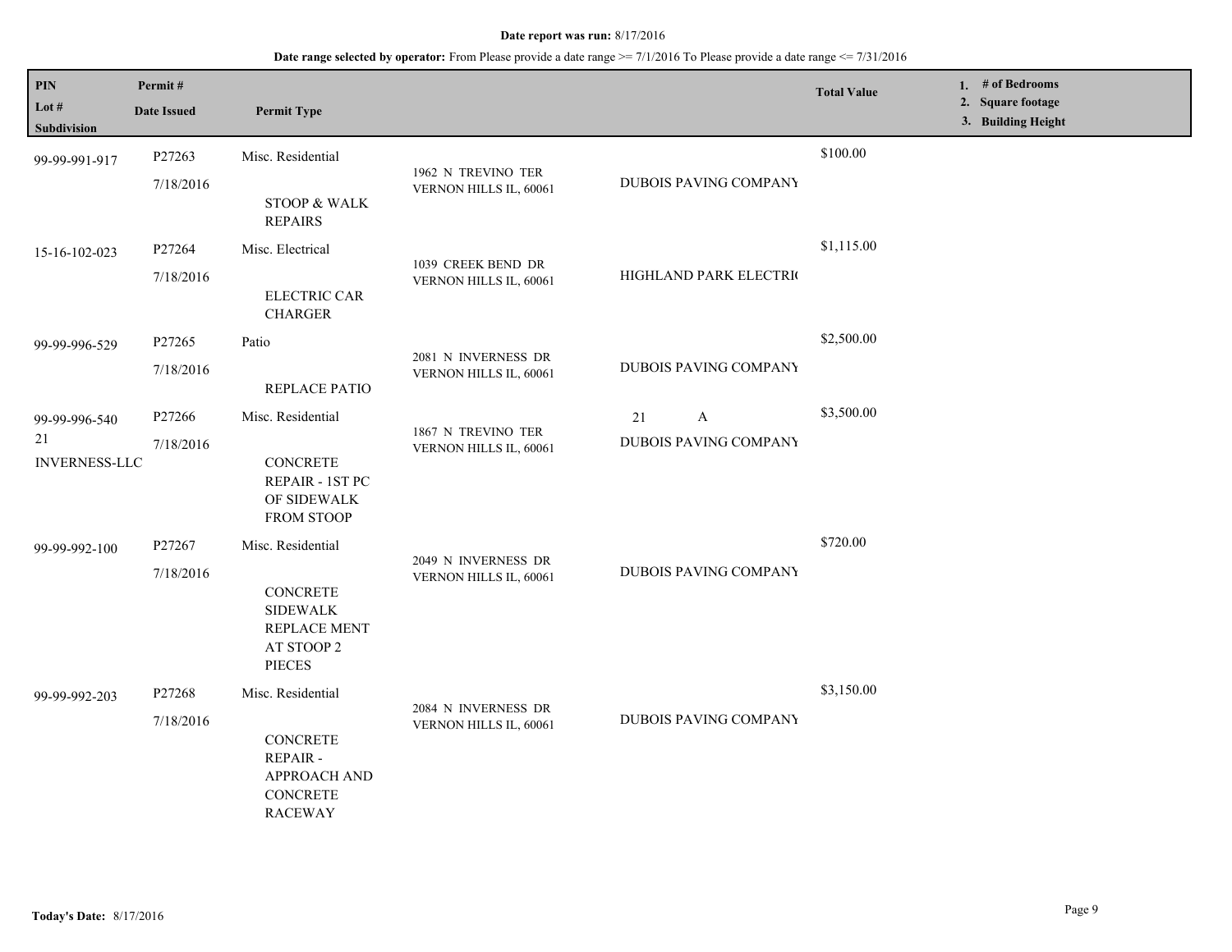**Date report was run:** 8/17/2016

**Date range selected by operator:** From Please provide a date range >= 7/1/2016 To Please provide a date range <= 7/31/2016

| PIN<br>Lot #<br>Subdivision | Permit #<br>Date Issued | Permit Type | | | Total Value | 1. # of Bedrooms<br>2. Square footage<br>3. Building Height |
|---|---|---|---|---|---|---|
| 99-99-991-917 | P27263<br>7/18/2016 | Misc. Residential<br><br>STOOP & WALK REPAIRS | 1962 N TREVINO TER<br>VERNON HILLS IL, 60061 | DUBOIS PAVING COMPANY | $100.00 | |
| 15-16-102-023 | P27264<br>7/18/2016 | Misc. Electrical<br><br>ELECTRIC CAR CHARGER | 1039 CREEK BEND DR<br>VERNON HILLS IL, 60061 | HIGHLAND PARK ELECTRIC | $1,115.00 | |
| 99-99-996-529 | P27265<br>7/18/2016 | Patio<br><br>REPLACE PATIO | 2081 N INVERNESS DR<br>VERNON HILLS IL, 60061 | DUBOIS PAVING COMPANY | $2,500.00 | |
| 99-99-996-540<br>21<br>INVERNESS-LLC | P27266<br>7/18/2016 | Misc. Residential<br><br>CONCRETE REPAIR - 1ST PC OF SIDEWALK FROM STOOP | 1867 N TREVINO TER<br>VERNON HILLS IL, 60061 | 21 A<br>DUBOIS PAVING COMPANY | $3,500.00 | |
| 99-99-992-100 | P27267<br>7/18/2016 | Misc. Residential<br><br>CONCRETE SIDEWALK REPLACE MENT AT STOOP 2 PIECES | 2049 N INVERNESS DR<br>VERNON HILLS IL, 60061 | DUBOIS PAVING COMPANY | $720.00 | |
| 99-99-992-203 | P27268<br>7/18/2016 | Misc. Residential<br><br>CONCRETE REPAIR - APPROACH AND CONCRETE RACEWAY | 2084 N INVERNESS DR<br>VERNON HILLS IL, 60061 | DUBOIS PAVING COMPANY | $3,150.00 | |

**Today's Date:** 8/17/2016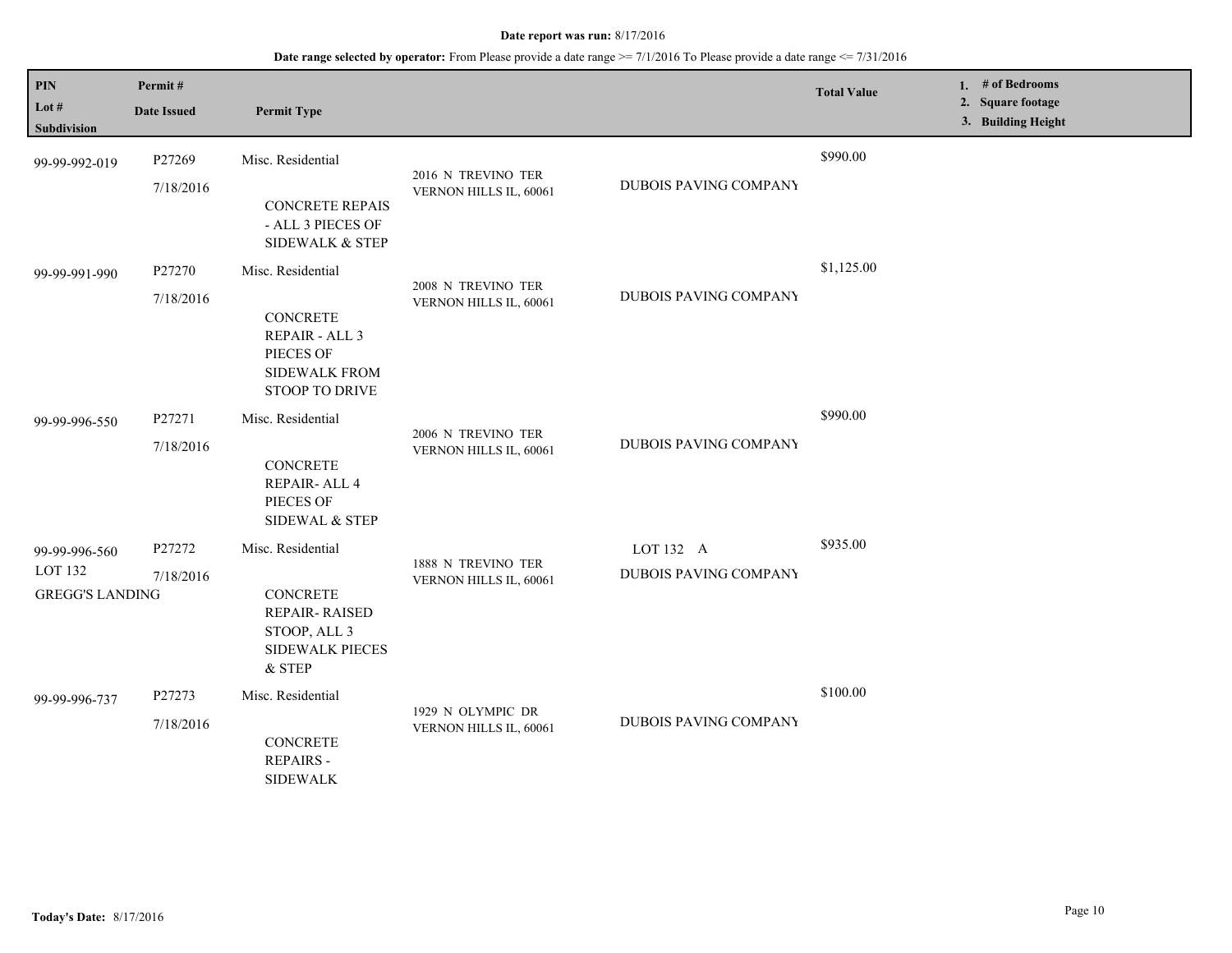**Date report was run:** 8/17/2016

**Date range selected by operator:** From Please provide a date range >= 7/1/2016 To Please provide a date range <= 7/31/2016

| PIN<br>Lot #<br>Subdivision | Permit #<br>Date Issued | Permit Type | | | Total Value | 1. # of Bedrooms<br>2. Square footage<br>3. Building Height |
|---|---|---|---|---|---|---|
| 99-99-992-019 | P27269<br>7/18/2016 | Misc. Residential<br>CONCRETE REPAIS - ALL 3 PIECES OF SIDEWALK & STEP | 2016 N TREVINO TER<br>VERNON HILLS IL, 60061 | DUBOIS PAVING COMPANY | $990.00 | |
| 99-99-991-990 | P27270<br>7/18/2016 | Misc. Residential<br>CONCRETE REPAIR - ALL 3 PIECES OF SIDEWALK FROM STOOP TO DRIVE | 2008 N TREVINO TER<br>VERNON HILLS IL, 60061 | DUBOIS PAVING COMPANY | $1,125.00 | |
| 99-99-996-550 | P27271<br>7/18/2016 | Misc. Residential<br>CONCRETE REPAIR- ALL 4 PIECES OF SIDEWAL & STEP | 2006 N TREVINO TER<br>VERNON HILLS IL, 60061 | DUBOIS PAVING COMPANY | $990.00 | |
| 99-99-996-560<br>LOT 132<br>GREGG'S LANDING | P27272<br>7/18/2016 | Misc. Residential<br>CONCRETE REPAIR- RAISED STOOP, ALL 3 SIDEWALK PIECES & STEP | 1888 N TREVINO TER<br>VERNON HILLS IL, 60061 | LOT 132 A<br>DUBOIS PAVING COMPANY | $935.00 | |
| 99-99-996-737 | P27273<br>7/18/2016 | Misc. Residential<br>CONCRETE REPAIRS - SIDEWALK | 1929 N OLYMPIC DR<br>VERNON HILLS IL, 60061 | DUBOIS PAVING COMPANY | $100.00 | |

**Today's Date:** 8/17/2016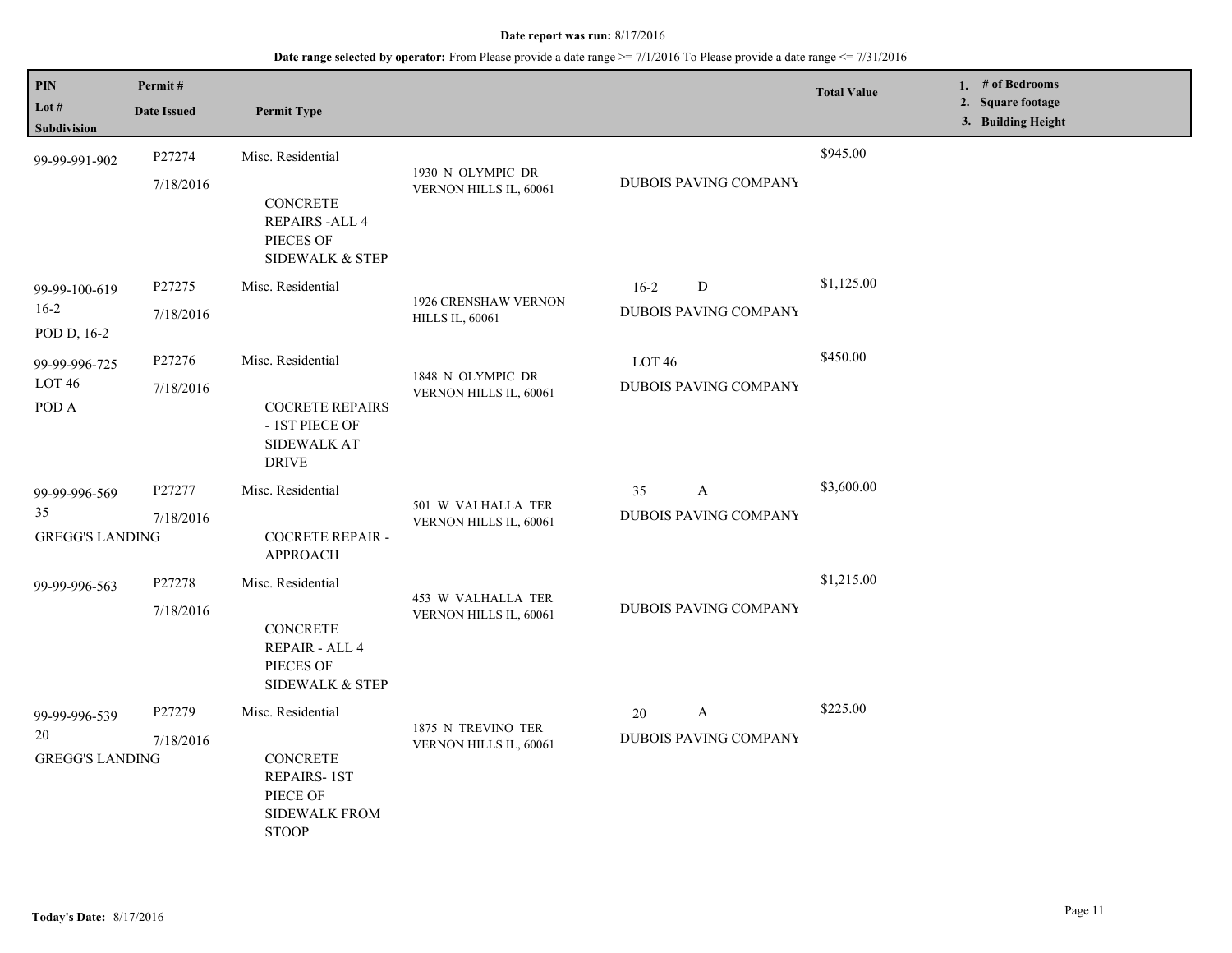**Date report was run:** 8/17/2016

**Date range selected by operator:** From Please provide a date range >= 7/1/2016 To Please provide a date range <= 7/31/2016

| PIN<br>Lot #<br>Subdivision | Permit #<br>Date Issued | Permit Type | | | Total Value | 1. # of Bedrooms<br>2. Square footage<br>3. Building Height |
|---|---|---|---|---|---|---|
| 99-99-991-902 | P27274<br>7/18/2016 | Misc. Residential<br><br>CONCRETE REPAIRS -ALL 4 PIECES OF SIDEWALK & STEP | 1930 N OLYMPIC DR VERNON HILLS IL, 60061 | DUBOIS PAVING COMPANY | $945.00 | |
| 99-99-100-619<br>16-2<br>POD D, 16-2 | P27275<br>7/18/2016 | Misc. Residential | 1926 CRENSHAW VERNON HILLS IL, 60061 | 16-2 D<br>DUBOIS PAVING COMPANY | $1,125.00 | |
| 99-99-996-725<br>LOT 46<br>POD A | P27276<br>7/18/2016 | Misc. Residential<br><br>COCRETE REPAIRS - 1ST PIECE OF SIDEWALK AT DRIVE | 1848 N OLYMPIC DR VERNON HILLS IL, 60061 | LOT 46<br>DUBOIS PAVING COMPANY | $450.00 | |
| 99-99-996-569<br>35<br>GREGG'S LANDING | P27277<br>7/18/2016 | Misc. Residential<br><br>COCRETE REPAIR - APPROACH | 501 W VALHALLA TER VERNON HILLS IL, 60061 | 35 A<br>DUBOIS PAVING COMPANY | $3,600.00 | |
| 99-99-996-563 | P27278<br>7/18/2016 | Misc. Residential<br><br>CONCRETE REPAIR - ALL 4 PIECES OF SIDEWALK & STEP | 453 W VALHALLA TER VERNON HILLS IL, 60061 | DUBOIS PAVING COMPANY | $1,215.00 | |
| 99-99-996-539<br>20<br>GREGG'S LANDING | P27279<br>7/18/2016 | Misc. Residential<br><br>CONCRETE REPAIRS- 1ST PIECE OF SIDEWALK FROM STOOP | 1875 N TREVINO TER VERNON HILLS IL, 60061 | 20 A<br>DUBOIS PAVING COMPANY | $225.00 | |

**Today's Date:** 8/17/2016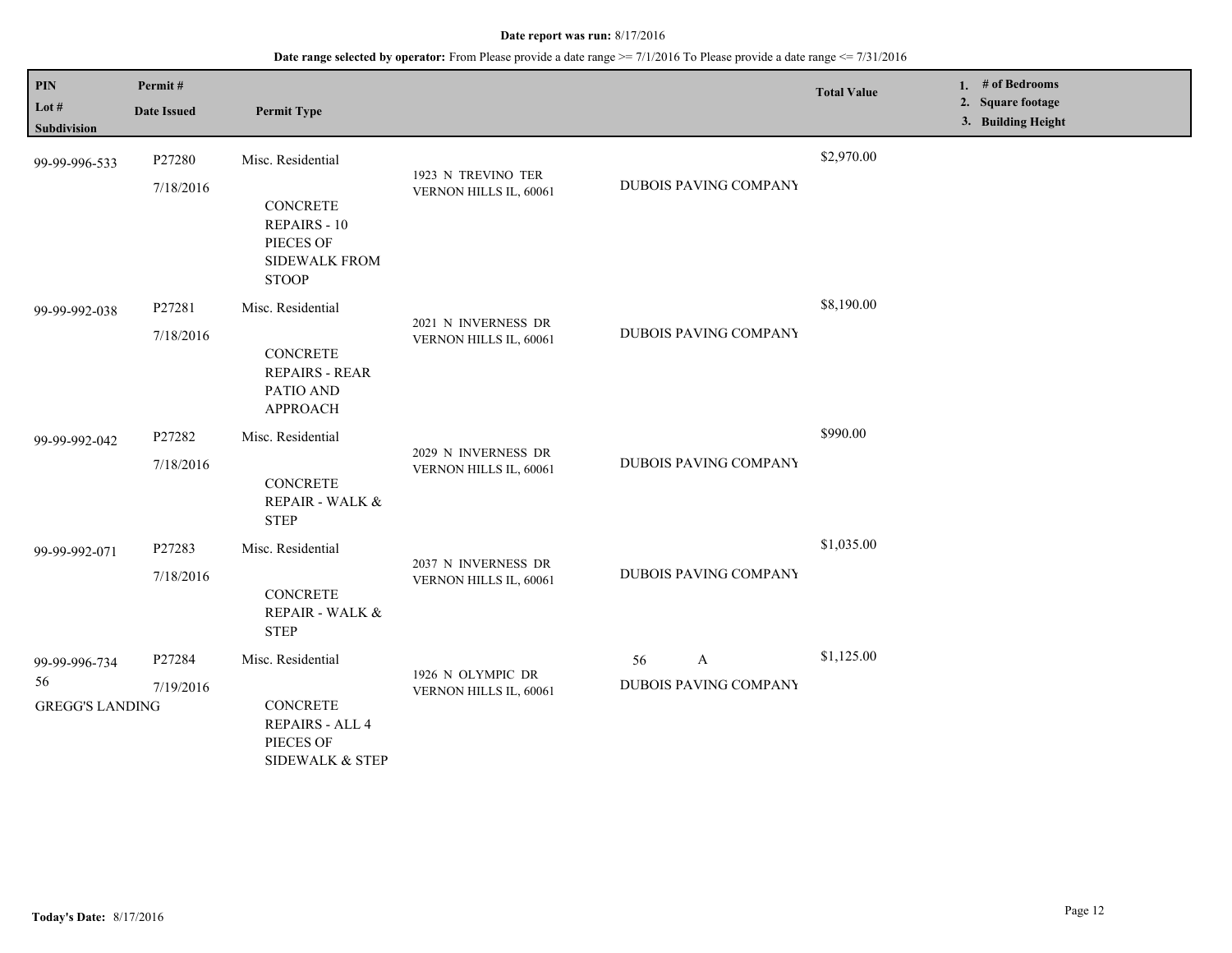**Date report was run:** 8/17/2016

**Date range selected by operator:** From Please provide a date range >= 7/1/2016 To Please provide a date range <= 7/31/2016

| PIN<br>Lot #<br>Subdivision | Permit #<br>Date Issued | Permit Type | | | Total Value | 1. # of Bedrooms<br>2. Square footage<br>3. Building Height |
|---|---|---|---|---|---|---|
| 99-99-996-533 | P27280<br>7/18/2016 | Misc. Residential<br><br>CONCRETE REPAIRS - 10 PIECES OF SIDEWALK FROM STOOP | 1923 N TREVINO TER<br>VERNON HILLS IL, 60061 | DUBOIS PAVING COMPANY | $2,970.00 | |
| 99-99-992-038 | P27281<br>7/18/2016 | Misc. Residential<br><br>CONCRETE REPAIRS - REAR PATIO AND APPROACH | 2021 N INVERNESS DR<br>VERNON HILLS IL, 60061 | DUBOIS PAVING COMPANY | $8,190.00 | |
| 99-99-992-042 | P27282<br>7/18/2016 | Misc. Residential<br><br>CONCRETE REPAIR - WALK & STEP | 2029 N INVERNESS DR<br>VERNON HILLS IL, 60061 | DUBOIS PAVING COMPANY | $990.00 | |
| 99-99-992-071 | P27283<br>7/18/2016 | Misc. Residential<br><br>CONCRETE REPAIR - WALK & STEP | 2037 N INVERNESS DR<br>VERNON HILLS IL, 60061 | DUBOIS PAVING COMPANY | $1,035.00 | |
| 99-99-996-734<br>56<br>GREGG'S LANDING | P27284<br>7/19/2016 | Misc. Residential<br><br>CONCRETE REPAIRS - ALL 4 PIECES OF SIDEWALK & STEP | 1926 N OLYMPIC DR<br>VERNON HILLS IL, 60061 | 56 A<br>DUBOIS PAVING COMPANY | $1,125.00 | |

**Today's Date:** 8/17/2016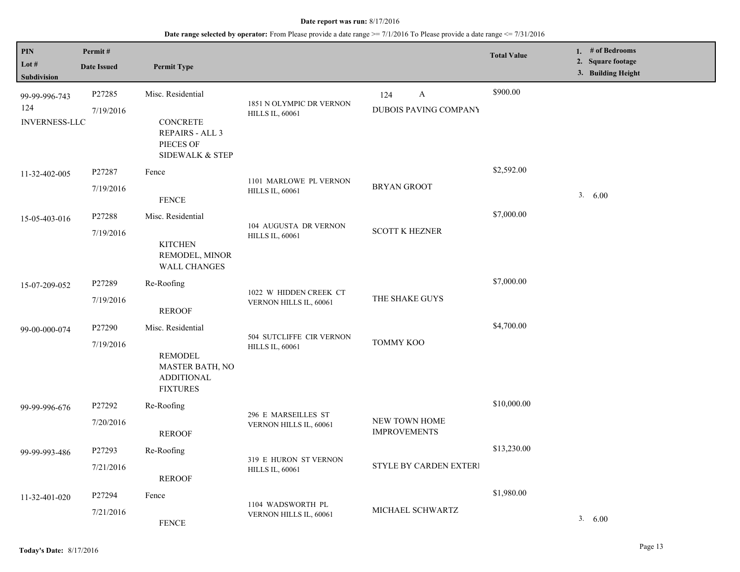**Date report was run:** 8/17/2016

**Date range selected by operator:** From Please provide a date range >= 7/1/2016 To Please provide a date range <= 7/31/2016

| PIN<br>Lot #<br>Subdivision | Permit #<br>Date Issued | Permit Type | | | Total Value | 1. # of Bedrooms<br>2. Square footage<br>3. Building Height |
|---|---|---|---|---|---|---|
| 99-99-996-743<br>124<br>INVERNESS-LLC | P27285<br>7/19/2016 | Misc. Residential<br><br>CONCRETE REPAIRS - ALL 3 PIECES OF SIDEWALK & STEP | 1851 N OLYMPIC DR VERNON HILLS IL, 60061 | 124 A<br>DUBOIS PAVING COMPANY | $900.00 | |
| 11-32-402-005 | P27287<br>7/19/2016 | Fence<br><br>FENCE | 1101 MARLOWE PL VERNON HILLS IL, 60061 | BRYAN GROOT | $2,592.00 | 3. 6.00 |
| 15-05-403-016 | P27288<br>7/19/2016 | Misc. Residential<br><br>KITCHEN REMODEL, MINOR WALL CHANGES | 104 AUGUSTA DR VERNON HILLS IL, 60061 | SCOTT K HEZNER | $7,000.00 | |
| 15-07-209-052 | P27289<br>7/19/2016 | Re-Roofing<br><br>REROOF | 1022 W HIDDEN CREEK CT VERNON HILLS IL, 60061 | THE SHAKE GUYS | $7,000.00 | |
| 99-00-000-074 | P27290<br>7/19/2016 | Misc. Residential<br><br>REMODEL MASTER BATH, NO ADDITIONAL FIXTURES | 504 SUTCLIFFE CIR VERNON HILLS IL, 60061 | TOMMY KOO | $4,700.00 | |
| 99-99-996-676 | P27292<br>7/20/2016 | Re-Roofing<br><br>REROOF | 296 E MARSEILLES ST VERNON HILLS IL, 60061 | NEW TOWN HOME IMPROVEMENTS | $10,000.00 | |
| 99-99-993-486 | P27293<br>7/21/2016 | Re-Roofing<br><br>REROOF | 319 E HURON ST VERNON HILLS IL, 60061 | STYLE BY CARDEN EXTERI | $13,230.00 | |
| 11-32-401-020 | P27294<br>7/21/2016 | Fence<br><br>FENCE | 1104 WADSWORTH PL VERNON HILLS IL, 60061 | MICHAEL SCHWARTZ | $1,980.00 | 3. 6.00 |

**Today's Date:** 8/17/2016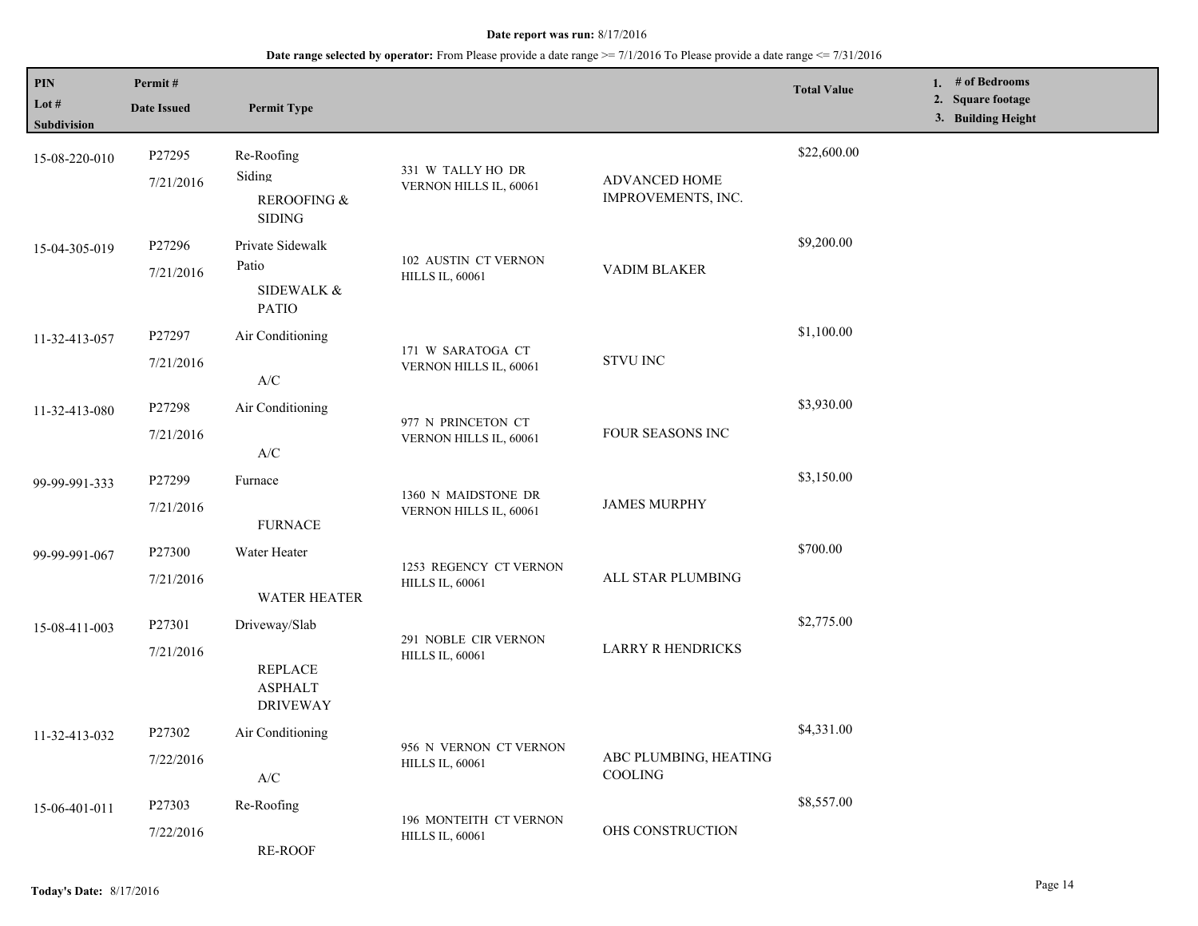**Date report was run:** 8/17/2016

**Date range selected by operator:** From Please provide a date range >= 7/1/2016 To Please provide a date range <= 7/31/2016

| PIN<br>Lot #<br>Subdivision | Permit #<br>Date Issued | Permit Type | | | Total Value | 1. # of Bedrooms<br>2. Square footage<br>3. Building Height |
|---|---|---|---|---|---|---|
| 15-08-220-010 | P27295<br>7/21/2016 | Re-Roofing<br>Siding<br>REROOFING & SIDING | 331 W TALLY HO DR VERNON HILLS IL, 60061 | ADVANCED HOME IMPROVEMENTS, INC. | $22,600.00 | |
| 15-04-305-019 | P27296<br>7/21/2016 | Private Sidewalk<br>Patio<br>SIDEWALK & PATIO | 102 AUSTIN CT VERNON HILLS IL, 60061 | VADIM BLAKER | $9,200.00 | |
| 11-32-413-057 | P27297<br>7/21/2016 | Air Conditioning<br>A/C | 171 W SARATOGA CT VERNON HILLS IL, 60061 | STVU INC | $1,100.00 | |
| 11-32-413-080 | P27298<br>7/21/2016 | Air Conditioning<br>A/C | 977 N PRINCETON CT VERNON HILLS IL, 60061 | FOUR SEASONS INC | $3,930.00 | |
| 99-99-991-333 | P27299<br>7/21/2016 | Furnace<br>FURNACE | 1360 N MAIDSTONE DR VERNON HILLS IL, 60061 | JAMES MURPHY | $3,150.00 | |
| 99-99-991-067 | P27300<br>7/21/2016 | Water Heater<br>WATER HEATER | 1253 REGENCY CT VERNON HILLS IL, 60061 | ALL STAR PLUMBING | $700.00 | |
| 15-08-411-003 | P27301<br>7/21/2016 | Driveway/Slab<br>REPLACE ASPHALT DRIVEWAY | 291 NOBLE CIR VERNON HILLS IL, 60061 | LARRY R HENDRICKS | $2,775.00 | |
| 11-32-413-032 | P27302<br>7/22/2016 | Air Conditioning<br>A/C | 956 N VERNON CT VERNON HILLS IL, 60061 | ABC PLUMBING, HEATING COOLING | $4,331.00 | |
| 15-06-401-011 | P27303<br>7/22/2016 | Re-Roofing<br>RE-ROOF | 196 MONTEITH CT VERNON HILLS IL, 60061 | OHS CONSTRUCTION | $8,557.00 | |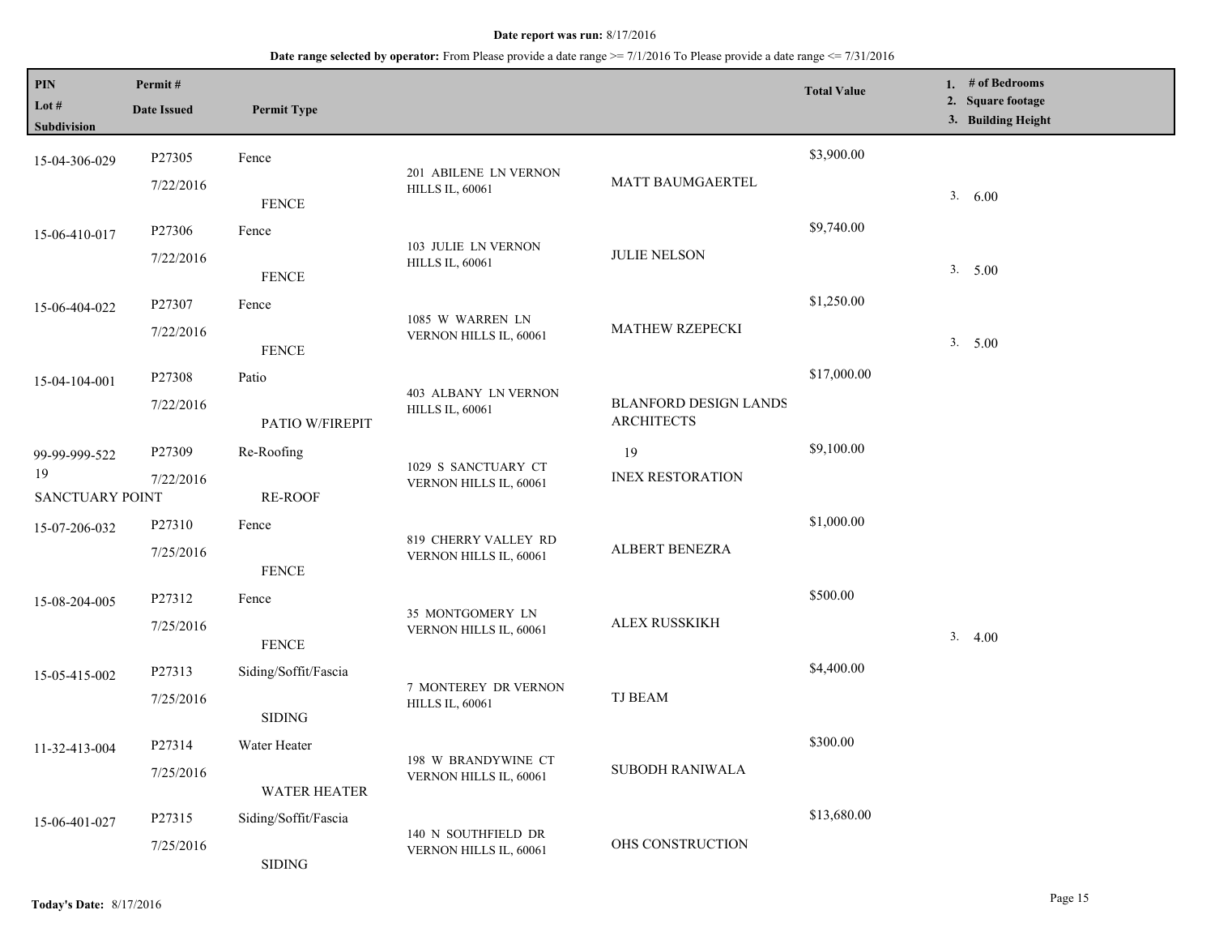**Date report was run:** 8/17/2016

**Date range selected by operator:** From Please provide a date range >= 7/1/2016 To Please provide a date range <= 7/31/2016

| PIN / Lot # / Subdivision | Permit # / Date Issued | Permit Type | | | Total Value | 1. # of Bedrooms 2. Square footage 3. Building Height |
|---|---|---|---|---|---|---|
| 15-04-306-029 | P27305 7/22/2016 | Fence FENCE | 201 ABILENE LN VERNON HILLS IL, 60061 | MATT BAUMGAERTEL | $3,900.00 | 3. 6.00 |
| 15-06-410-017 | P27306 7/22/2016 | Fence FENCE | 103 JULIE LN VERNON HILLS IL, 60061 | JULIE NELSON | $9,740.00 | 3. 5.00 |
| 15-06-404-022 | P27307 7/22/2016 | Fence FENCE | 1085 W WARREN LN VERNON HILLS IL, 60061 | MATHEW RZEPECKI | $1,250.00 | 3. 5.00 |
| 15-04-104-001 | P27308 7/22/2016 | Patio PATIO W/FIREPIT | 403 ALBANY LN VERNON HILLS IL, 60061 | BLANFORD DESIGN LANDS ARCHITECTS | $17,000.00 | |
| 99-99-999-522 19 SANCTUARY POINT | P27309 7/22/2016 | Re-Roofing RE-ROOF | 1029 S SANCTUARY CT VERNON HILLS IL, 60061 | 19 INEX RESTORATION | $9,100.00 | |
| 15-07-206-032 | P27310 7/25/2016 | Fence FENCE | 819 CHERRY VALLEY RD VERNON HILLS IL, 60061 | ALBERT BENEZRA | $1,000.00 | |
| 15-08-204-005 | P27312 7/25/2016 | Fence FENCE | 35 MONTGOMERY LN VERNON HILLS IL, 60061 | ALEX RUSSKIKH | $500.00 | 3. 4.00 |
| 15-05-415-002 | P27313 7/25/2016 | Siding/Soffit/Fascia SIDING | 7 MONTEREY DR VERNON HILLS IL, 60061 | TJ BEAM | $4,400.00 | |
| 11-32-413-004 | P27314 7/25/2016 | Water Heater WATER HEATER | 198 W BRANDYWINE CT VERNON HILLS IL, 60061 | SUBODH RANIWALA | $300.00 | |
| 15-06-401-027 | P27315 7/25/2016 | Siding/Soffit/Fascia SIDING | 140 N SOUTHFIELD DR VERNON HILLS IL, 60061 | OHS CONSTRUCTION | $13,680.00 | |

**Today's Date:** 8/17/2016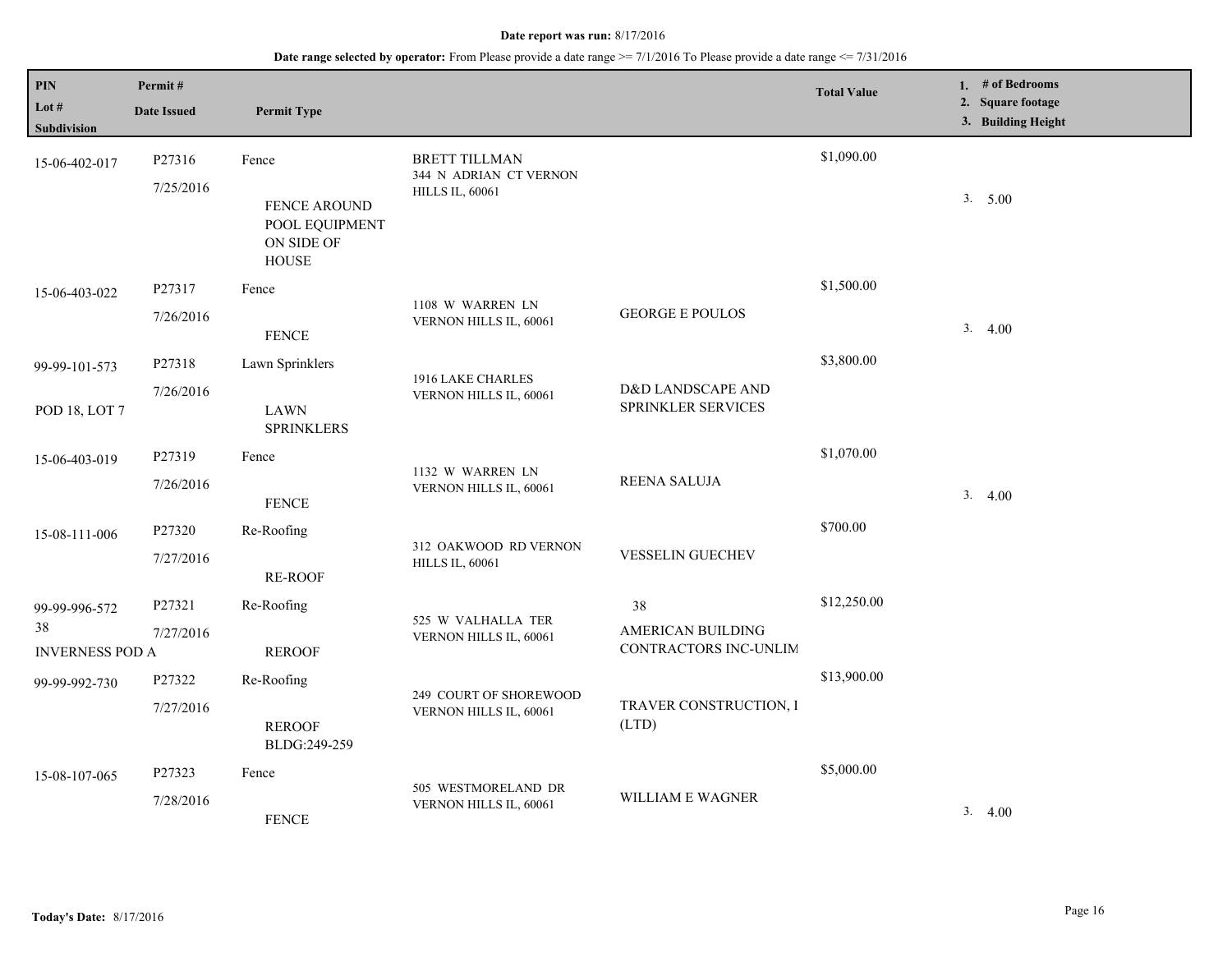**Date report was run:** 8/17/2016

**Date range selected by operator:** From Please provide a date range >= 7/1/2016 To Please provide a date range <= 7/31/2016

| PIN<br>Lot #<br>Subdivision | Permit #<br>Date Issued | Permit Type | | | Total Value | 1. # of Bedrooms<br>2. Square footage<br>3. Building Height |
|---|---|---|---|---|---|---|
| 15-06-402-017 | P27316<br>7/25/2016 | Fence<br>FENCE AROUND POOL EQUIPMENT ON SIDE OF HOUSE | BRETT TILLMAN<br>344 N ADRIAN CT VERNON HILLS IL, 60061 | | $1,090.00 | 3. 5.00 |
| 15-06-403-022 | P27317<br>7/26/2016 | Fence<br>FENCE | 1108 W WARREN LN VERNON HILLS IL, 60061 | GEORGE E POULOS | $1,500.00 | 3. 4.00 |
| 99-99-101-573<br>POD 18, LOT 7 | P27318<br>7/26/2016 | Lawn Sprinklers<br>LAWN SPRINKLERS | 1916 LAKE CHARLES VERNON HILLS IL, 60061 | D&D LANDSCAPE AND SPRINKLER SERVICES | $3,800.00 | |
| 15-06-403-019 | P27319<br>7/26/2016 | Fence<br>FENCE | 1132 W WARREN LN VERNON HILLS IL, 60061 | REENA SALUJA | $1,070.00 | 3. 4.00 |
| 15-08-111-006 | P27320<br>7/27/2016 | Re-Roofing<br>RE-ROOF | 312 OAKWOOD RD VERNON HILLS IL, 60061 | VESSELIN GUECHEV | $700.00 | |
| 99-99-996-572<br>38<br>INVERNESS POD A | P27321<br>7/27/2016 | Re-Roofing<br>REROOF | 525 W VALHALLA TER VERNON HILLS IL, 60061 | 38<br>AMERICAN BUILDING CONTRACTORS INC-UNLIM | $12,250.00 | |
| 99-99-992-730 | P27322<br>7/27/2016 | Re-Roofing<br>REROOF BLDG:249-259 | 249 COURT OF SHOREWOOD VERNON HILLS IL, 60061 | TRAVER CONSTRUCTION, I (LTD) | $13,900.00 | |
| 15-08-107-065 | P27323<br>7/28/2016 | Fence<br>FENCE | 505 WESTMORELAND DR VERNON HILLS IL, 60061 | WILLIAM E WAGNER | $5,000.00 | 3. 4.00 |

**Today's Date:** 8/17/2016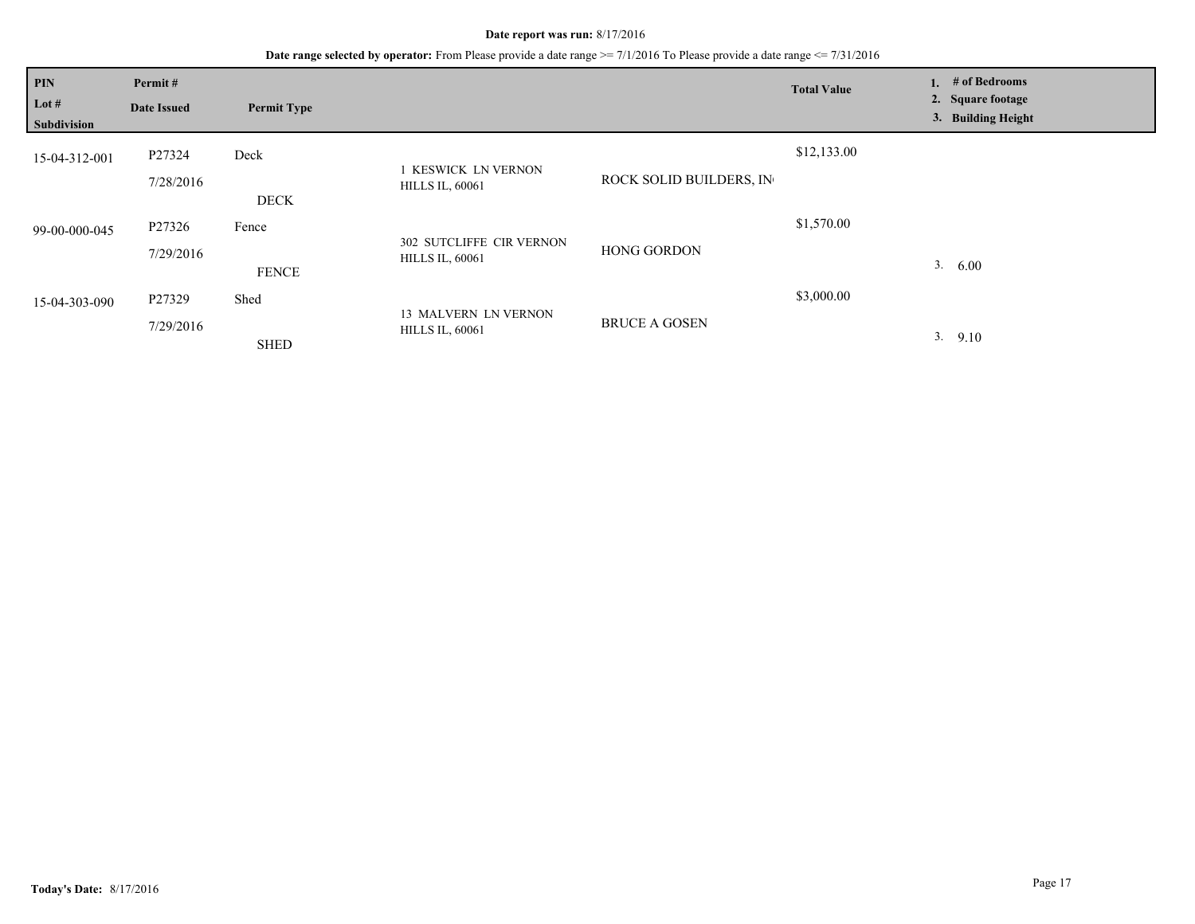**Date report was run:** 8/17/2016

**Date range selected by operator:** From Please provide a date range >= 7/1/2016 To Please provide a date range <= 7/31/2016

| PIN<br>Lot #<br>Subdivision | Permit #<br>Date Issued | Permit Type | | | Total Value | 1. # of Bedrooms<br>2. Square footage<br>3. Building Height |
|---|---|---|---|---|---|---|
| 15-04-312-001 | P27324<br>7/28/2016 | Deck<br>DECK | 1 KESWICK LN VERNON HILLS IL, 60061 | ROCK SOLID BUILDERS, IN | $12,133.00 | |
| 99-00-000-045 | P27326<br>7/29/2016 | Fence<br>FENCE | 302 SUTCLIFFE CIR VERNON HILLS IL, 60061 | HONG GORDON | $1,570.00 | 3. 6.00 |
| 15-04-303-090 | P27329<br>7/29/2016 | Shed<br>SHED | 13 MALVERN LN VERNON HILLS IL, 60061 | BRUCE A GOSEN | $3,000.00 | 3. 9.10 |

**Today's Date:** 8/17/2016